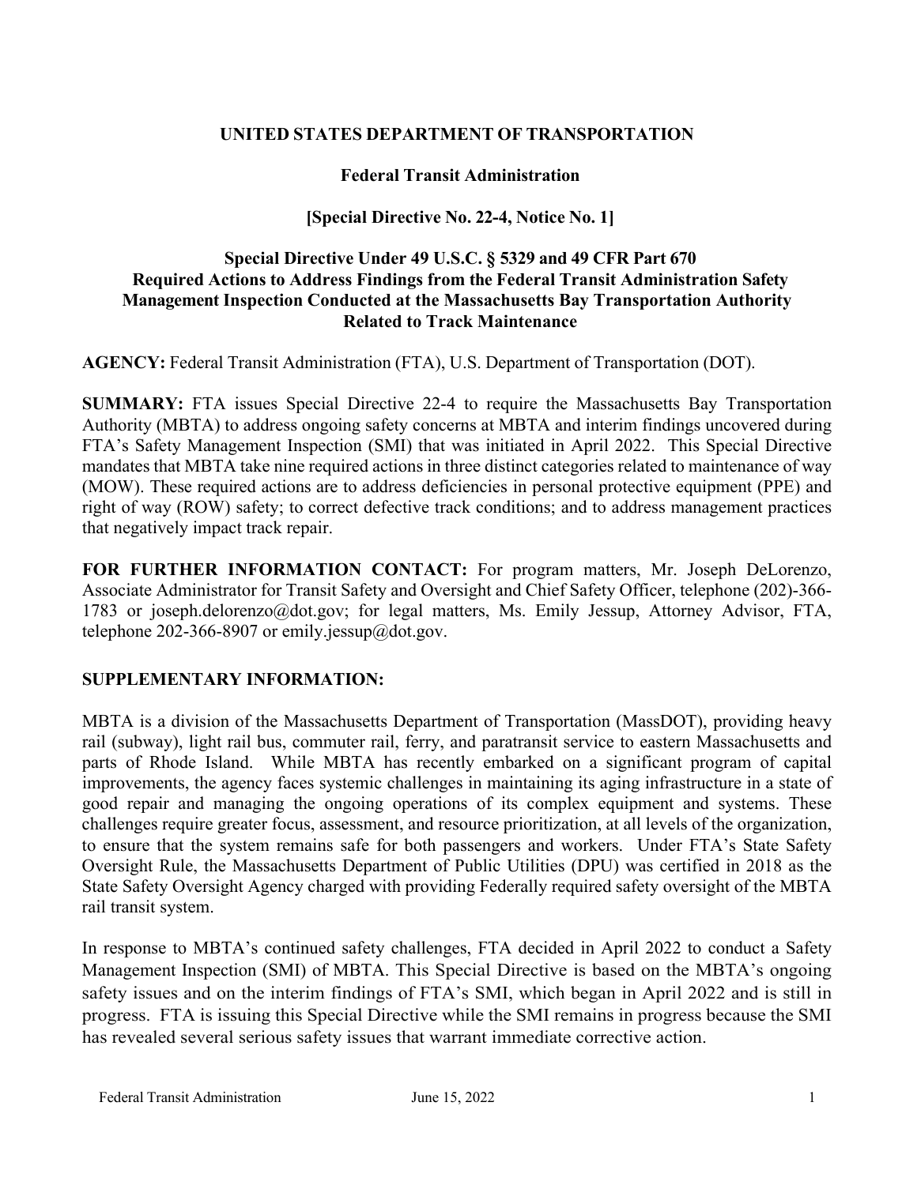**UNITED STATES DEPARTMENT OF TRANSPORTATION**

**Federal Transit Administration**

**[Special Directive No. 22-4, Notice No. 1]**

**Special Directive Under 49 U.S.C. § 5329 and 49 CFR Part 670**
**Required Actions to Address Findings from the Federal Transit Administration Safety Management Inspection Conducted at the Massachusetts Bay Transportation Authority Related to Track Maintenance**

**AGENCY:** Federal Transit Administration (FTA), U.S. Department of Transportation (DOT).

**SUMMARY:** FTA issues Special Directive 22-4 to require the Massachusetts Bay Transportation Authority (MBTA) to address ongoing safety concerns at MBTA and interim findings uncovered during FTA's Safety Management Inspection (SMI) that was initiated in April 2022. This Special Directive mandates that MBTA take nine required actions in three distinct categories related to maintenance of way (MOW). These required actions are to address deficiencies in personal protective equipment (PPE) and right of way (ROW) safety; to correct defective track conditions; and to address management practices that negatively impact track repair.

**FOR FURTHER INFORMATION CONTACT:** For program matters, Mr. Joseph DeLorenzo, Associate Administrator for Transit Safety and Oversight and Chief Safety Officer, telephone (202)-366-1783 or joseph.delorenzo@dot.gov; for legal matters, Ms. Emily Jessup, Attorney Advisor, FTA, telephone 202-366-8907 or emily.jessup@dot.gov.

**SUPPLEMENTARY INFORMATION:**

MBTA is a division of the Massachusetts Department of Transportation (MassDOT), providing heavy rail (subway), light rail bus, commuter rail, ferry, and paratransit service to eastern Massachusetts and parts of Rhode Island. While MBTA has recently embarked on a significant program of capital improvements, the agency faces systemic challenges in maintaining its aging infrastructure in a state of good repair and managing the ongoing operations of its complex equipment and systems. These challenges require greater focus, assessment, and resource prioritization, at all levels of the organization, to ensure that the system remains safe for both passengers and workers. Under FTA's State Safety Oversight Rule, the Massachusetts Department of Public Utilities (DPU) was certified in 2018 as the State Safety Oversight Agency charged with providing Federally required safety oversight of the MBTA rail transit system.

In response to MBTA's continued safety challenges, FTA decided in April 2022 to conduct a Safety Management Inspection (SMI) of MBTA. This Special Directive is based on the MBTA's ongoing safety issues and on the interim findings of FTA's SMI, which began in April 2022 and is still in progress. FTA is issuing this Special Directive while the SMI remains in progress because the SMI has revealed several serious safety issues that warrant immediate corrective action.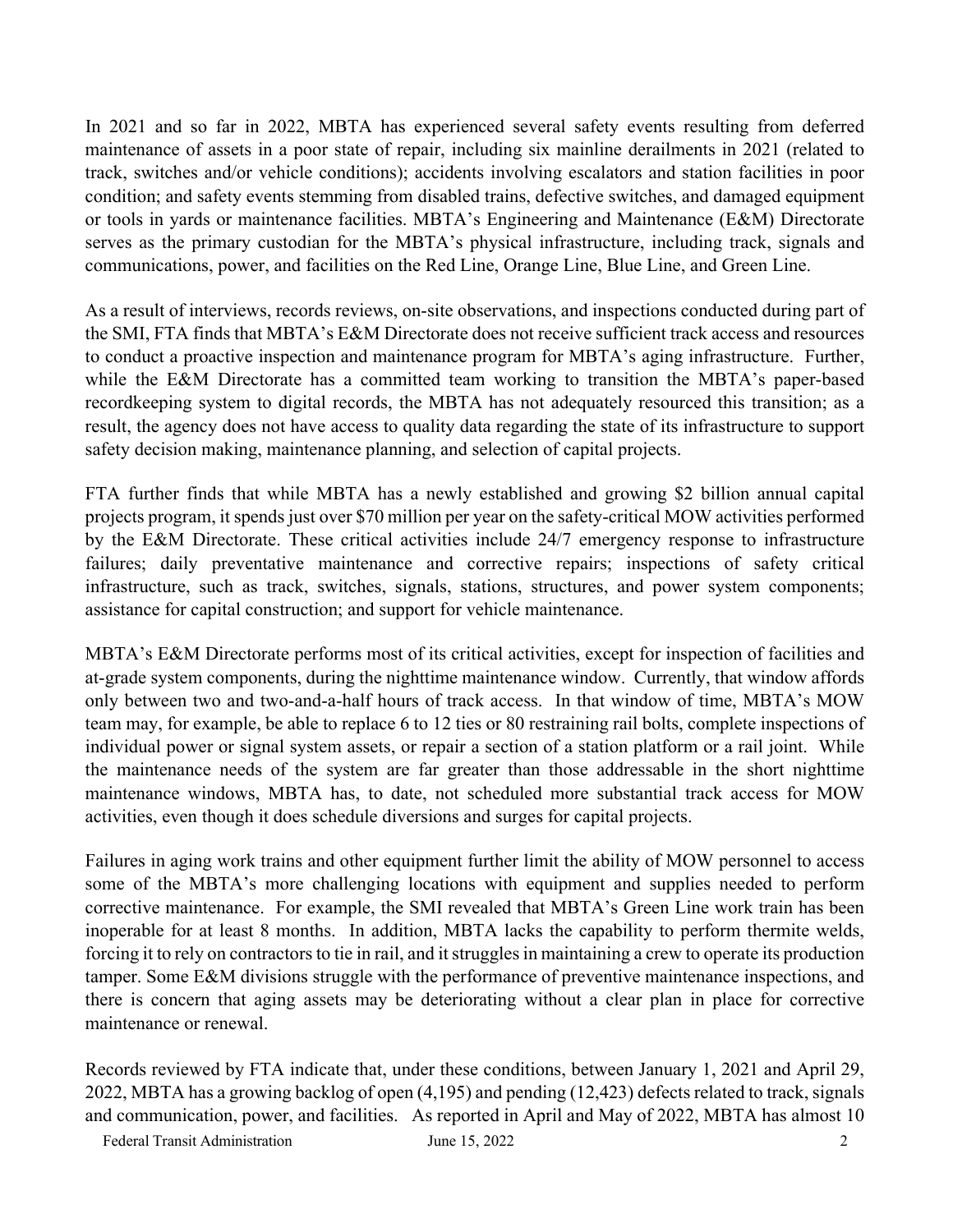In 2021 and so far in 2022, MBTA has experienced several safety events resulting from deferred maintenance of assets in a poor state of repair, including six mainline derailments in 2021 (related to track, switches and/or vehicle conditions); accidents involving escalators and station facilities in poor condition; and safety events stemming from disabled trains, defective switches, and damaged equipment or tools in yards or maintenance facilities. MBTA's Engineering and Maintenance (E&M) Directorate serves as the primary custodian for the MBTA's physical infrastructure, including track, signals and communications, power, and facilities on the Red Line, Orange Line, Blue Line, and Green Line.

As a result of interviews, records reviews, on-site observations, and inspections conducted during part of the SMI, FTA finds that MBTA's E&M Directorate does not receive sufficient track access and resources to conduct a proactive inspection and maintenance program for MBTA's aging infrastructure. Further, while the E&M Directorate has a committed team working to transition the MBTA's paper-based recordkeeping system to digital records, the MBTA has not adequately resourced this transition; as a result, the agency does not have access to quality data regarding the state of its infrastructure to support safety decision making, maintenance planning, and selection of capital projects.

FTA further finds that while MBTA has a newly established and growing $2 billion annual capital projects program, it spends just over $70 million per year on the safety-critical MOW activities performed by the E&M Directorate. These critical activities include 24/7 emergency response to infrastructure failures; daily preventative maintenance and corrective repairs; inspections of safety critical infrastructure, such as track, switches, signals, stations, structures, and power system components; assistance for capital construction; and support for vehicle maintenance.

MBTA's E&M Directorate performs most of its critical activities, except for inspection of facilities and at-grade system components, during the nighttime maintenance window. Currently, that window affords only between two and two-and-a-half hours of track access. In that window of time, MBTA's MOW team may, for example, be able to replace 6 to 12 ties or 80 restraining rail bolts, complete inspections of individual power or signal system assets, or repair a section of a station platform or a rail joint. While the maintenance needs of the system are far greater than those addressable in the short nighttime maintenance windows, MBTA has, to date, not scheduled more substantial track access for MOW activities, even though it does schedule diversions and surges for capital projects.

Failures in aging work trains and other equipment further limit the ability of MOW personnel to access some of the MBTA's more challenging locations with equipment and supplies needed to perform corrective maintenance. For example, the SMI revealed that MBTA's Green Line work train has been inoperable for at least 8 months. In addition, MBTA lacks the capability to perform thermite welds, forcing it to rely on contractors to tie in rail, and it struggles in maintaining a crew to operate its production tamper. Some E&M divisions struggle with the performance of preventive maintenance inspections, and there is concern that aging assets may be deteriorating without a clear plan in place for corrective maintenance or renewal.

Records reviewed by FTA indicate that, under these conditions, between January 1, 2021 and April 29, 2022, MBTA has a growing backlog of open (4,195) and pending (12,423) defects related to track, signals and communication, power, and facilities. As reported in April and May of 2022, MBTA has almost 10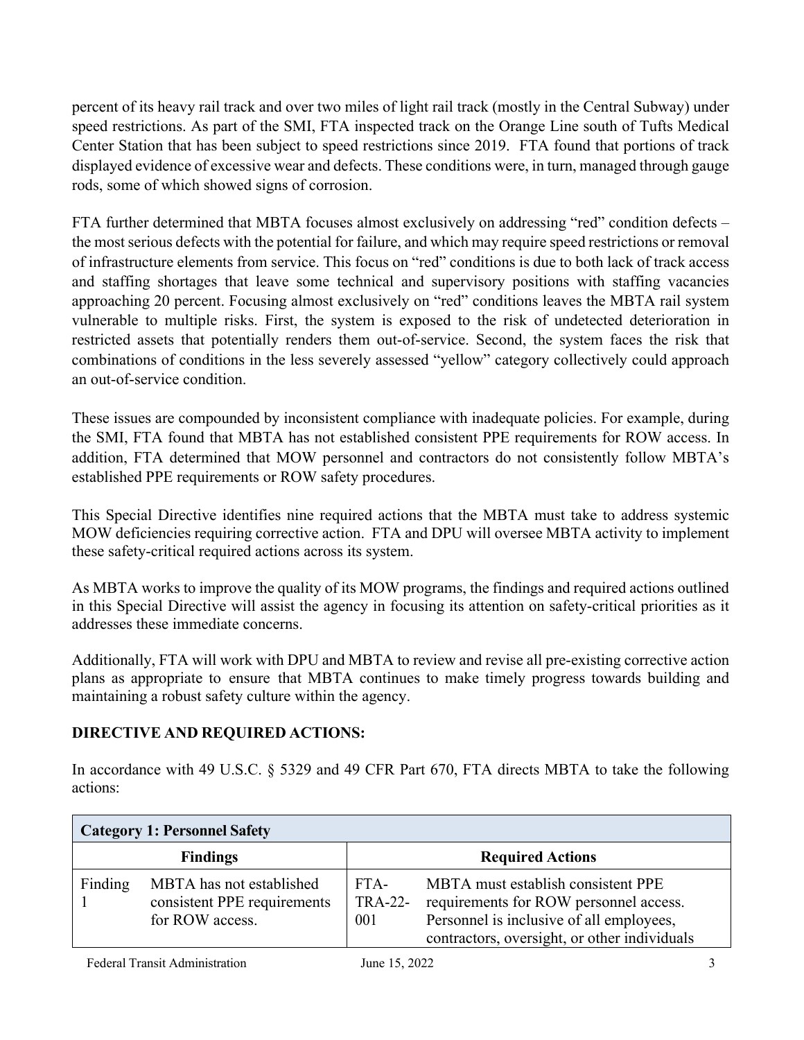percent of its heavy rail track and over two miles of light rail track (mostly in the Central Subway) under speed restrictions. As part of the SMI, FTA inspected track on the Orange Line south of Tufts Medical Center Station that has been subject to speed restrictions since 2019. FTA found that portions of track displayed evidence of excessive wear and defects. These conditions were, in turn, managed through gauge rods, some of which showed signs of corrosion.

FTA further determined that MBTA focuses almost exclusively on addressing "red" condition defects – the most serious defects with the potential for failure, and which may require speed restrictions or removal of infrastructure elements from service. This focus on "red" conditions is due to both lack of track access and staffing shortages that leave some technical and supervisory positions with staffing vacancies approaching 20 percent. Focusing almost exclusively on "red" conditions leaves the MBTA rail system vulnerable to multiple risks. First, the system is exposed to the risk of undetected deterioration in restricted assets that potentially renders them out-of-service. Second, the system faces the risk that combinations of conditions in the less severely assessed "yellow" category collectively could approach an out-of-service condition.

These issues are compounded by inconsistent compliance with inadequate policies. For example, during the SMI, FTA found that MBTA has not established consistent PPE requirements for ROW access. In addition, FTA determined that MOW personnel and contractors do not consistently follow MBTA's established PPE requirements or ROW safety procedures.

This Special Directive identifies nine required actions that the MBTA must take to address systemic MOW deficiencies requiring corrective action. FTA and DPU will oversee MBTA activity to implement these safety-critical required actions across its system.

As MBTA works to improve the quality of its MOW programs, the findings and required actions outlined in this Special Directive will assist the agency in focusing its attention on safety-critical priorities as it addresses these immediate concerns.

Additionally, FTA will work with DPU and MBTA to review and revise all pre-existing corrective action plans as appropriate to ensure that MBTA continues to make timely progress towards building and maintaining a robust safety culture within the agency.

**DIRECTIVE AND REQUIRED ACTIONS:**

In accordance with 49 U.S.C. § 5329 and 49 CFR Part 670, FTA directs MBTA to take the following actions:

| **Category 1: Personnel Safety** | | | |
|---|---|---|---|
| **Findings** | | **Required Actions** | |
| Finding 1 | MBTA has not established consistent PPE requirements for ROW access. | FTA-TRA-22-001 | MBTA must establish consistent PPE requirements for ROW personnel access. Personnel is inclusive of all employees, contractors, oversight, or other individuals |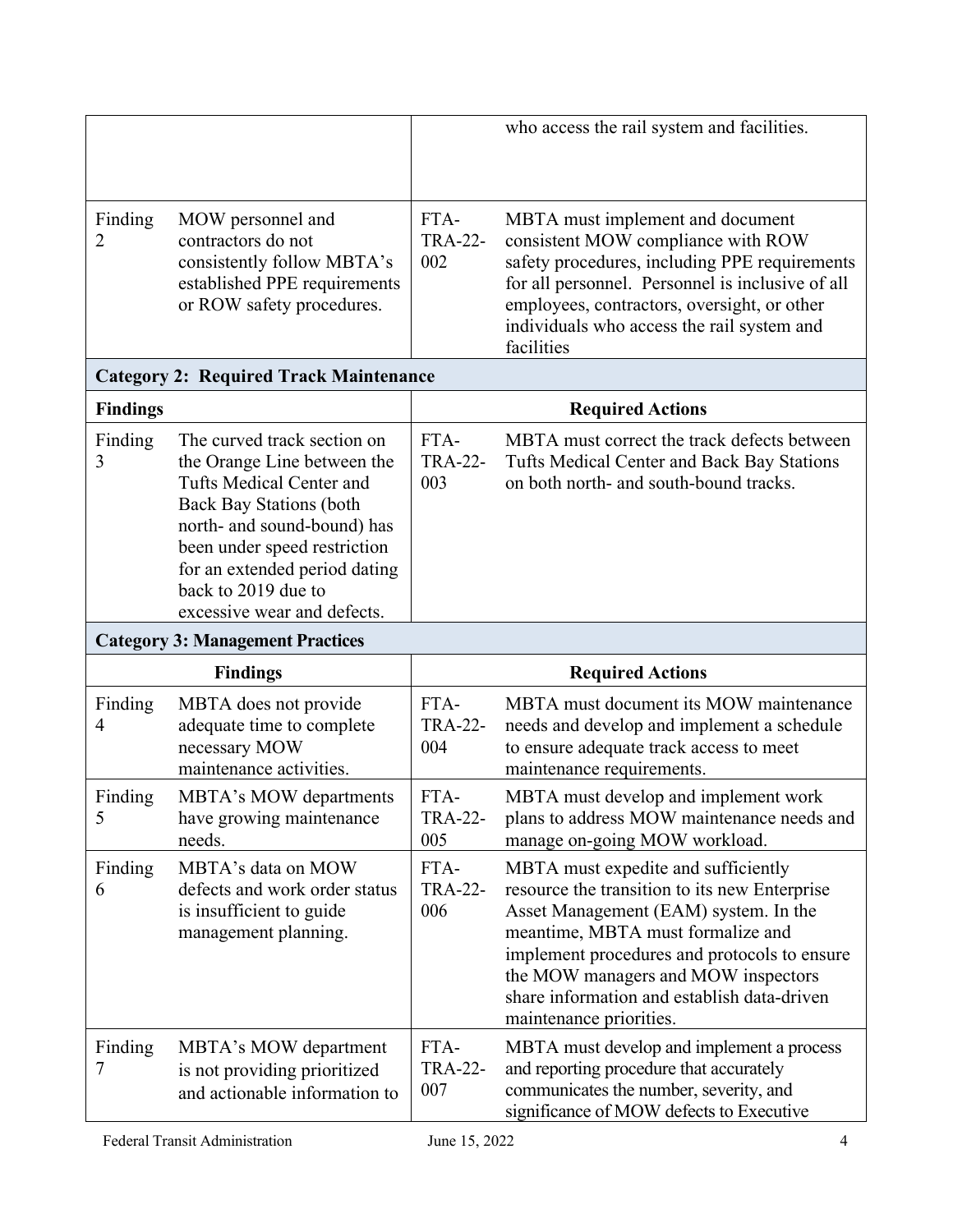| | | | |
|---|---|---|---|
| | | | who access the rail system and facilities. |
| Finding 2 | MOW personnel and contractors do not consistently follow MBTA's established PPE requirements or ROW safety procedures. | FTA-TRA-22-002 | MBTA must implement and document consistent MOW compliance with ROW safety procedures, including PPE requirements for all personnel. Personnel is inclusive of all employees, contractors, oversight, or other individuals who access the rail system and facilities |
| **Category 2: Required Track Maintenance** | | | |
| **Findings** | | **Required Actions** | |
| Finding 3 | The curved track section on the Orange Line between the Tufts Medical Center and Back Bay Stations (both north- and sound-bound) has been under speed restriction for an extended period dating back to 2019 due to excessive wear and defects. | FTA-TRA-22-003 | MBTA must correct the track defects between Tufts Medical Center and Back Bay Stations on both north- and south-bound tracks. |
| **Category 3: Management Practices** | | | |
| **Findings** | | **Required Actions** | |
| Finding 4 | MBTA does not provide adequate time to complete necessary MOW maintenance activities. | FTA-TRA-22-004 | MBTA must document its MOW maintenance needs and develop and implement a schedule to ensure adequate track access to meet maintenance requirements. |
| Finding 5 | MBTA's MOW departments have growing maintenance needs. | FTA-TRA-22-005 | MBTA must develop and implement work plans to address MOW maintenance needs and manage on-going MOW workload. |
| Finding 6 | MBTA's data on MOW defects and work order status is insufficient to guide management planning. | FTA-TRA-22-006 | MBTA must expedite and sufficiently resource the transition to its new Enterprise Asset Management (EAM) system. In the meantime, MBTA must formalize and implement procedures and protocols to ensure the MOW managers and MOW inspectors share information and establish data-driven maintenance priorities. |
| Finding 7 | MBTA's MOW department is not providing prioritized and actionable information to | FTA-TRA-22-007 | MBTA must develop and implement a process and reporting procedure that accurately communicates the number, severity, and significance of MOW defects to Executive |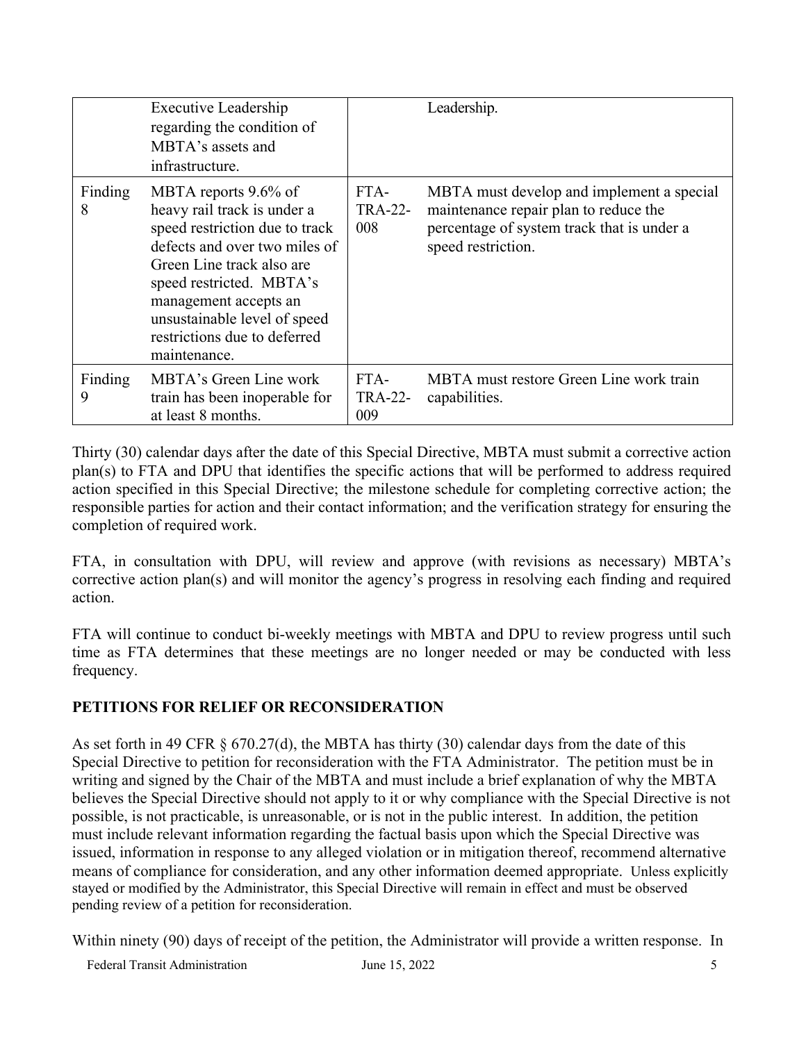| | | | |
|---|---|---|---|
| | Executive Leadership regarding the condition of MBTA's assets and infrastructure. | | Leadership. |
| Finding 8 | MBTA reports 9.6% of heavy rail track is under a speed restriction due to track defects and over two miles of Green Line track also are speed restricted. MBTA's management accepts an unsustainable level of speed restrictions due to deferred maintenance. | FTA-TRA-22-008 | MBTA must develop and implement a special maintenance repair plan to reduce the percentage of system track that is under a speed restriction. |
| Finding 9 | MBTA's Green Line work train has been inoperable for at least 8 months. | FTA-TRA-22-009 | MBTA must restore Green Line work train capabilities. |

Thirty (30) calendar days after the date of this Special Directive, MBTA must submit a corrective action plan(s) to FTA and DPU that identifies the specific actions that will be performed to address required action specified in this Special Directive; the milestone schedule for completing corrective action; the responsible parties for action and their contact information; and the verification strategy for ensuring the completion of required work.

FTA, in consultation with DPU, will review and approve (with revisions as necessary) MBTA's corrective action plan(s) and will monitor the agency's progress in resolving each finding and required action.

FTA will continue to conduct bi-weekly meetings with MBTA and DPU to review progress until such time as FTA determines that these meetings are no longer needed or may be conducted with less frequency.

## PETITIONS FOR RELIEF OR RECONSIDERATION

As set forth in 49 CFR § 670.27(d), the MBTA has thirty (30) calendar days from the date of this Special Directive to petition for reconsideration with the FTA Administrator. The petition must be in writing and signed by the Chair of the MBTA and must include a brief explanation of why the MBTA believes the Special Directive should not apply to it or why compliance with the Special Directive is not possible, is not practicable, is unreasonable, or is not in the public interest. In addition, the petition must include relevant information regarding the factual basis upon which the Special Directive was issued, information in response to any alleged violation or in mitigation thereof, recommend alternative means of compliance for consideration, and any other information deemed appropriate. Unless explicitly stayed or modified by the Administrator, this Special Directive will remain in effect and must be observed pending review of a petition for reconsideration.

Within ninety (90) days of receipt of the petition, the Administrator will provide a written response. In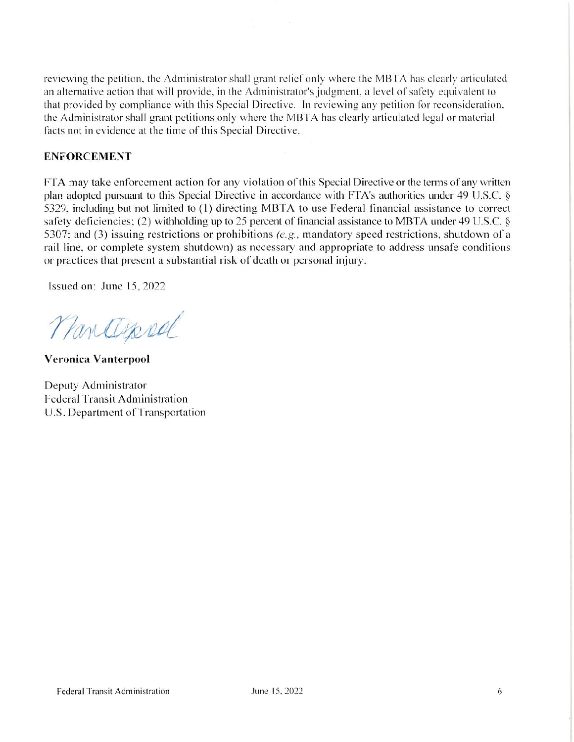reviewing the petition, the Administrator shall grant relief only where the MBTA has clearly articulated an alternative action that will provide, in the Administrator's judgment, a level of safety equivalent to that provided by compliance with this Special Directive. In reviewing any petition for reconsideration, the Administrator shall grant petitions only where the MBTA has clearly articulated legal or material facts not in evidence at the time of this Special Directive.

## ENFORCEMENT

FTA may take enforcement action for any violation of this Special Directive or the terms of any written plan adopted pursuant to this Special Directive in accordance with FTA's authorities under 49 U.S.C. § 5329, including but not limited to (1) directing MBTA to use Federal financial assistance to correct safety deficiencies; (2) withholding up to 25 percent of financial assistance to MBTA under 49 U.S.C. § 5307; and (3) issuing restrictions or prohibitions *(e.g.*, mandatory speed restrictions, shutdown of a rail line, or complete system shutdown) as necessary and appropriate to address unsafe conditions or practices that present a substantial risk of death or personal injury.

Issued on: June 15, 2022

**Veronica Vanterpool**

Deputy Administrator
Federal Transit Administration
U.S. Department of Transportation